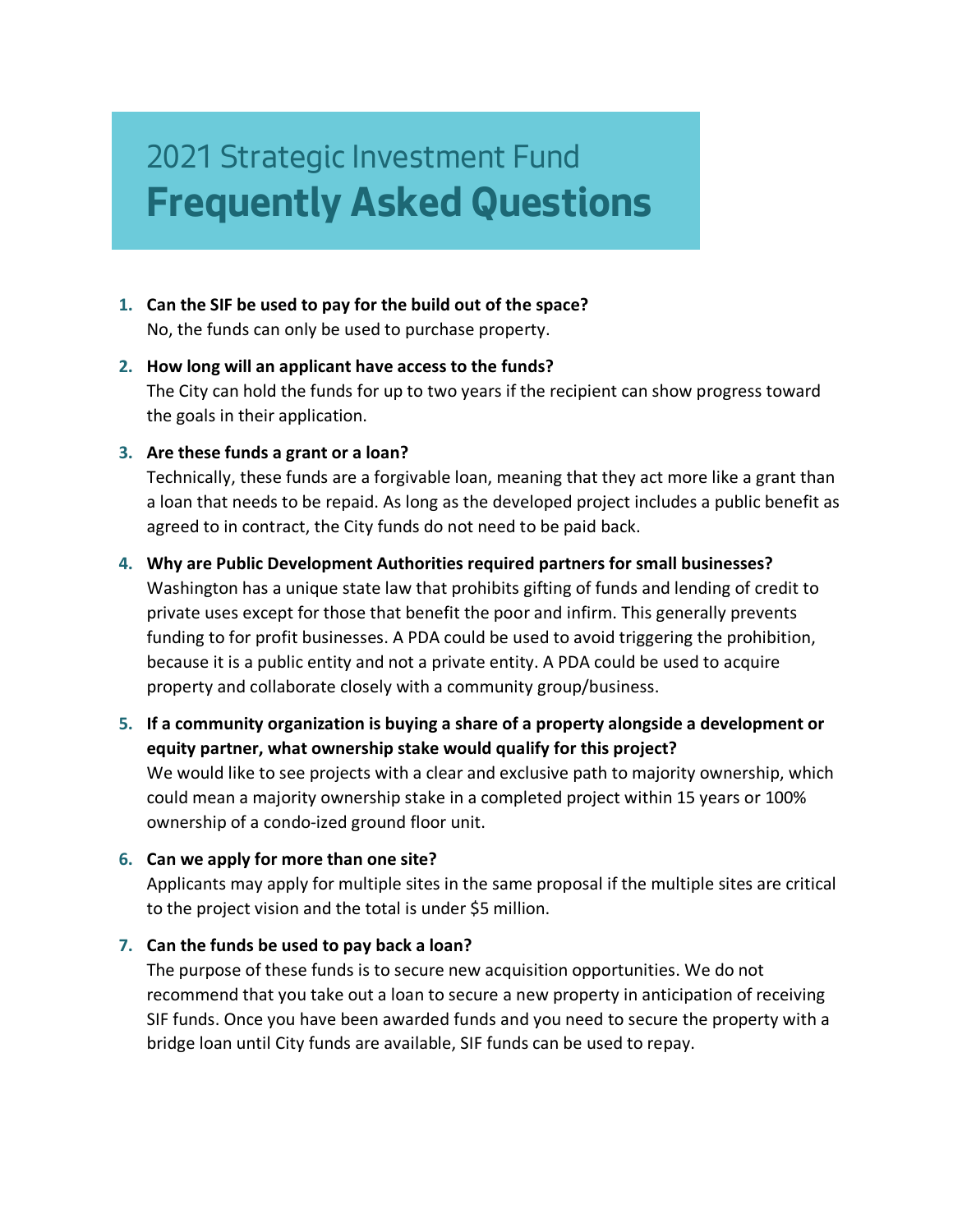# 2021 Strategic Investment Fund **Frequently Asked Questions**

1. **Can the SIF be used to pay for the build out of the space?**
   No, the funds can only be used to purchase property.

2. **How long will an applicant have access to the funds?**
   The City can hold the funds for up to two years if the recipient can show progress toward the goals in their application.

3. **Are these funds a grant or a loan?**
   Technically, these funds are a forgivable loan, meaning that they act more like a grant than a loan that needs to be repaid. As long as the developed project includes a public benefit as agreed to in contract, the City funds do not need to be paid back.

4. **Why are Public Development Authorities required partners for small businesses?**
   Washington has a unique state law that prohibits gifting of funds and lending of credit to private uses except for those that benefit the poor and infirm. This generally prevents funding to for profit businesses. A PDA could be used to avoid triggering the prohibition, because it is a public entity and not a private entity. A PDA could be used to acquire property and collaborate closely with a community group/business.

5. **If a community organization is buying a share of a property alongside a development or equity partner, what ownership stake would qualify for this project?**
   We would like to see projects with a clear and exclusive path to majority ownership, which could mean a majority ownership stake in a completed project within 15 years or 100% ownership of a condo-ized ground floor unit.

6. **Can we apply for more than one site?**
   Applicants may apply for multiple sites in the same proposal if the multiple sites are critical to the project vision and the total is under $5 million.

7. **Can the funds be used to pay back a loan?**
   The purpose of these funds is to secure new acquisition opportunities. We do not recommend that you take out a loan to secure a new property in anticipation of receiving SIF funds. Once you have been awarded funds and you need to secure the property with a bridge loan until City funds are available, SIF funds can be used to repay.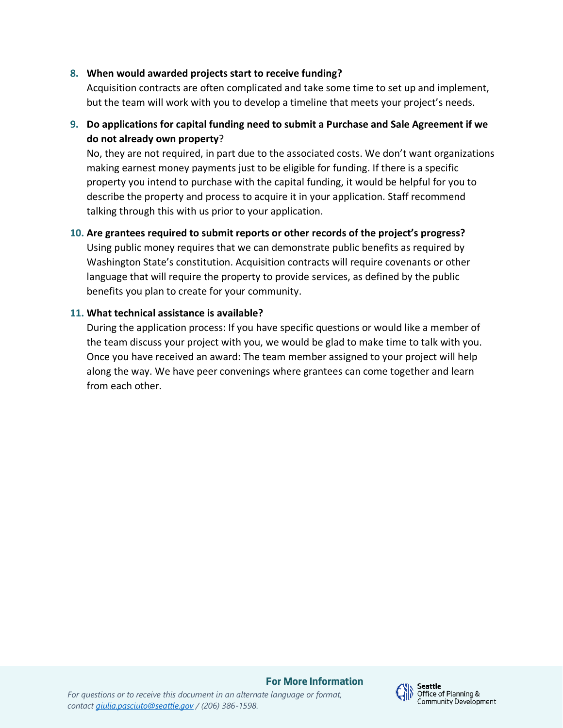8. **When would awarded projects start to receive funding?**
   Acquisition contracts are often complicated and take some time to set up and implement, but the team will work with you to develop a timeline that meets your project's needs.

9. **Do applications for capital funding need to submit a Purchase and Sale Agreement if we do not already own property**?
   No, they are not required, in part due to the associated costs. We don't want organizations making earnest money payments just to be eligible for funding. If there is a specific property you intend to purchase with the capital funding, it would be helpful for you to describe the property and process to acquire it in your application. Staff recommend talking through this with us prior to your application.

10. **Are grantees required to submit reports or other records of the project's progress?**
    Using public money requires that we can demonstrate public benefits as required by Washington State's constitution. Acquisition contracts will require covenants or other language that will require the property to provide services, as defined by the public benefits you plan to create for your community.

11. **What technical assistance is available?**
    During the application process: If you have specific questions or would like a member of the team discuss your project with you, we would be glad to make time to talk with you. Once you have received an award: The team member assigned to your project will help along the way. We have peer convenings where grantees can come together and learn from each other.

## For More Information

*For questions or to receive this document in an alternate language or format, contact [giulia.pasciuto@seattle.gov](mailto:giulia.pasciuto@seattle.gov) / (206) 386-1598.*

Seattle Office of Planning & Community Development